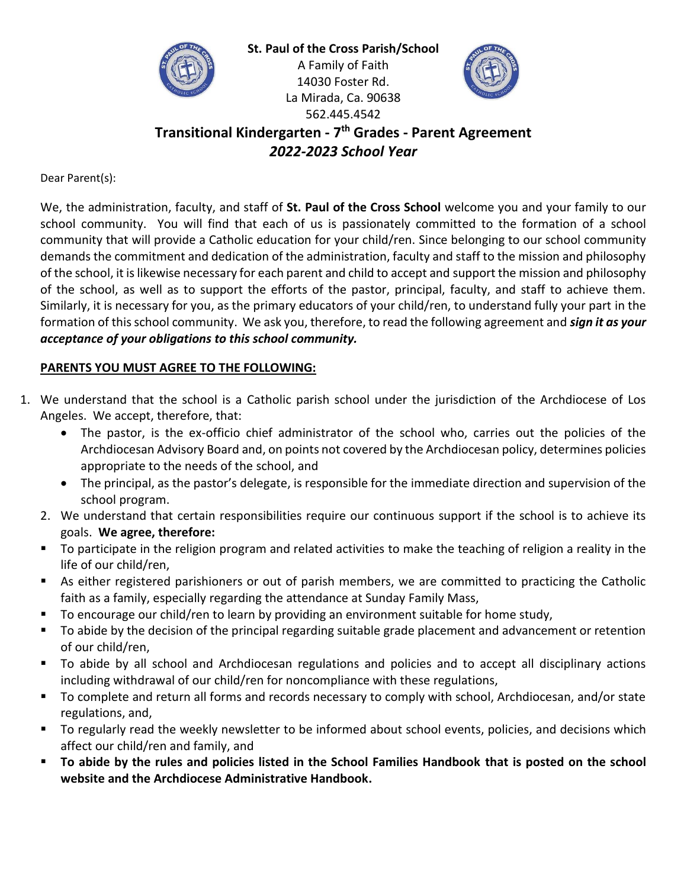**St. Paul of the Cross Parish/School**
A Family of Faith
14030 Foster Rd.
La Mirada, Ca. 90638
562.445.4542

# Transitional Kindergarten - 7th Grades - Parent Agreement
## *2022-2023 School Year*

Dear Parent(s):

We, the administration, faculty, and staff of **St. Paul of the Cross School** welcome you and your family to our school community. You will find that each of us is passionately committed to the formation of a school community that will provide a Catholic education for your child/ren. Since belonging to our school community demands the commitment and dedication of the administration, faculty and staff to the mission and philosophy of the school, it is likewise necessary for each parent and child to accept and support the mission and philosophy of the school, as well as to support the efforts of the pastor, principal, faculty, and staff to achieve them. Similarly, it is necessary for you, as the primary educators of your child/ren, to understand fully your part in the formation of this school community. We ask you, therefore, to read the following agreement and ***sign it as your acceptance of your obligations to this school community.***

**PARENTS YOU MUST AGREE TO THE FOLLOWING:**

1. We understand that the school is a Catholic parish school under the jurisdiction of the Archdiocese of Los Angeles. We accept, therefore, that:
   - The pastor, is the ex-officio chief administrator of the school who, carries out the policies of the Archdiocesan Advisory Board and, on points not covered by the Archdiocesan policy, determines policies appropriate to the needs of the school, and
   - The principal, as the pastor's delegate, is responsible for the immediate direction and supervision of the school program.
2. We understand that certain responsibilities require our continuous support if the school is to achieve its goals. **We agree, therefore:**
   - To participate in the religion program and related activities to make the teaching of religion a reality in the life of our child/ren,
   - As either registered parishioners or out of parish members, we are committed to practicing the Catholic faith as a family, especially regarding the attendance at Sunday Family Mass,
   - To encourage our child/ren to learn by providing an environment suitable for home study,
   - To abide by the decision of the principal regarding suitable grade placement and advancement or retention of our child/ren,
   - To abide by all school and Archdiocesan regulations and policies and to accept all disciplinary actions including withdrawal of our child/ren for noncompliance with these regulations,
   - To complete and return all forms and records necessary to comply with school, Archdiocesan, and/or state regulations, and,
   - To regularly read the weekly newsletter to be informed about school events, policies, and decisions which affect our child/ren and family, and
   - **To abide by the rules and policies listed in the School Families Handbook that is posted on the school website and the Archdiocese Administrative Handbook.**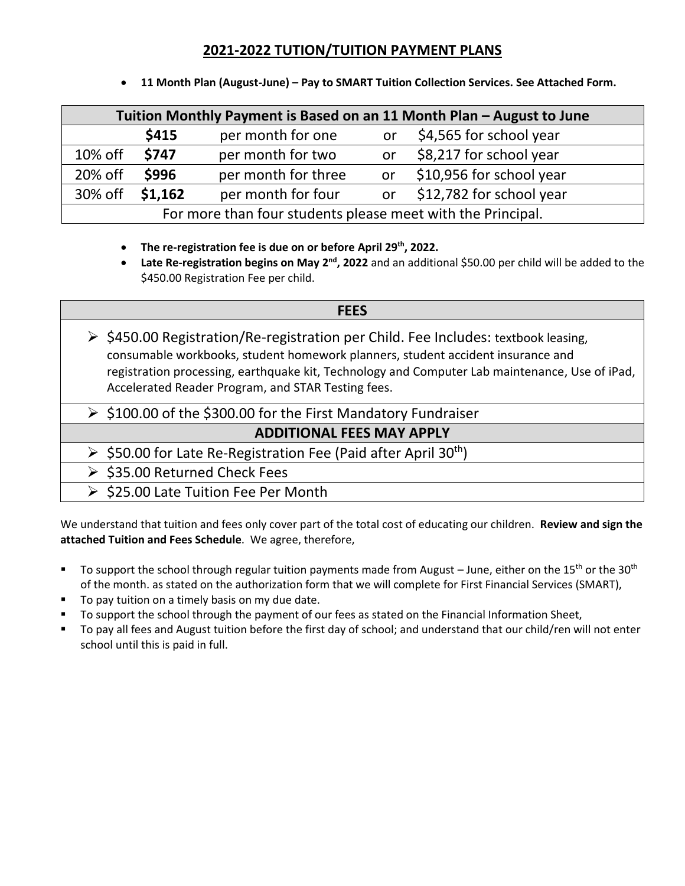## 2021-2022 TUITION/TUITION PAYMENT PLANS

- **11 Month Plan (August-June) – Pay to SMART Tuition Collection Services. See Attached Form.**

| Tuition Monthly Payment is Based on an 11 Month Plan – August to June | | | | |
|---|---|---|---|---|
| | **$415** | per month for one | or | $4,565 for school year |
| 10% off | **$747** | per month for two | or | $8,217 for school year |
| 20% off | **$996** | per month for three | or | $10,956 for school year |
| 30% off | **$1,162** | per month for four | or | $12,782 for school year |
| For more than four students please meet with the Principal. | | | | |

- **The re-registration fee is due on or before April 29th, 2022.**
- **Late Re-registration begins on May 2nd, 2022** and an additional $50.00 per child will be added to the $450.00 Registration Fee per child.

| FEES |
|---|
| ➢ $450.00 Registration/Re-registration per Child. Fee Includes: textbook leasing, consumable workbooks, student homework planners, student accident insurance and registration processing, earthquake kit, Technology and Computer Lab maintenance, Use of iPad, Accelerated Reader Program, and STAR Testing fees. |
| ➢ $100.00 of the $300.00 for the First Mandatory Fundraiser |
| **ADDITIONAL FEES MAY APPLY** |
| ➢ $50.00 for Late Re-Registration Fee (Paid after April 30th) |
| ➢ $35.00 Returned Check Fees |
| ➢ $25.00 Late Tuition Fee Per Month |

We understand that tuition and fees only cover part of the total cost of educating our children. **Review and sign the attached Tuition and Fees Schedule**. We agree, therefore,

- To support the school through regular tuition payments made from August – June, either on the 15th or the 30th of the month. as stated on the authorization form that we will complete for First Financial Services (SMART),
- To pay tuition on a timely basis on my due date.
- To support the school through the payment of our fees as stated on the Financial Information Sheet,
- To pay all fees and August tuition before the first day of school; and understand that our child/ren will not enter school until this is paid in full.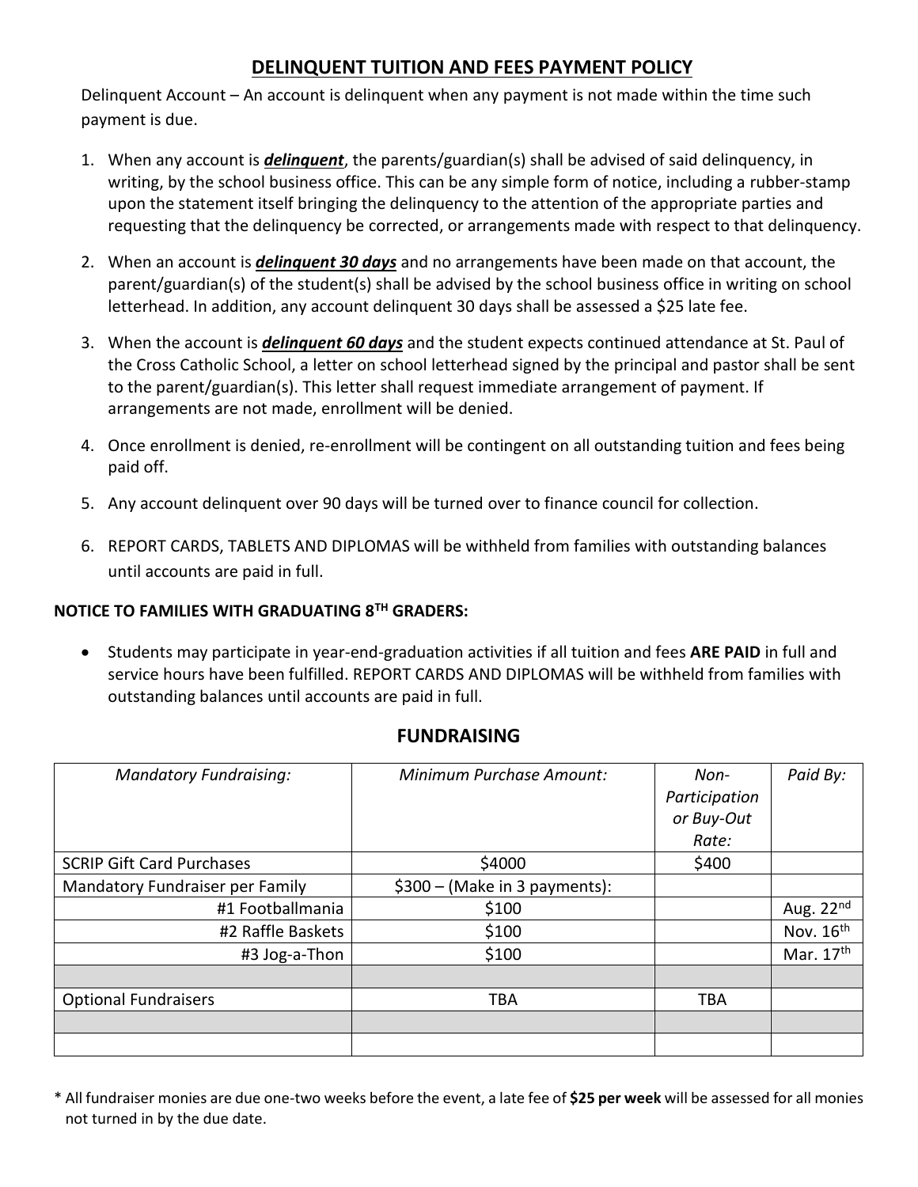## DELINQUENT TUITION AND FEES PAYMENT POLICY

Delinquent Account – An account is delinquent when any payment is not made within the time such payment is due.

1. When any account is ***delinquent***, the parents/guardian(s) shall be advised of said delinquency, in writing, by the school business office. This can be any simple form of notice, including a rubber-stamp upon the statement itself bringing the delinquency to the attention of the appropriate parties and requesting that the delinquency be corrected, or arrangements made with respect to that delinquency.
2. When an account is ***delinquent 30 days*** and no arrangements have been made on that account, the parent/guardian(s) of the student(s) shall be advised by the school business office in writing on school letterhead. In addition, any account delinquent 30 days shall be assessed a $25 late fee.
3. When the account is ***delinquent 60 days*** and the student expects continued attendance at St. Paul of the Cross Catholic School, a letter on school letterhead signed by the principal and pastor shall be sent to the parent/guardian(s). This letter shall request immediate arrangement of payment. If arrangements are not made, enrollment will be denied.
4. Once enrollment is denied, re-enrollment will be contingent on all outstanding tuition and fees being paid off.
5. Any account delinquent over 90 days will be turned over to finance council for collection.
6. REPORT CARDS, TABLETS AND DIPLOMAS will be withheld from families with outstanding balances until accounts are paid in full.

**NOTICE TO FAMILIES WITH GRADUATING 8TH GRADERS:**

- Students may participate in year-end-graduation activities if all tuition and fees **ARE PAID** in full and service hours have been fulfilled. REPORT CARDS AND DIPLOMAS will be withheld from families with outstanding balances until accounts are paid in full.

## FUNDRAISING

| *Mandatory Fundraising:* | *Minimum Purchase Amount:* | *Non-Participation or Buy-Out Rate:* | *Paid By:* |
|---|---|---|---|
| SCRIP Gift Card Purchases | $4000 | $400 | |
| Mandatory Fundraiser per Family | $300 – (Make in 3 payments): | | |
| #1 Footballmania | $100 | | Aug. 22nd |
| #2 Raffle Baskets | $100 | | Nov. 16th |
| #3 Jog-a-Thon | $100 | | Mar. 17th |
| | | | |
| Optional Fundraisers | TBA | TBA | |
| | | | |
| | | | |

* All fundraiser monies are due one-two weeks before the event, a late fee of **$25 per week** will be assessed for all monies not turned in by the due date.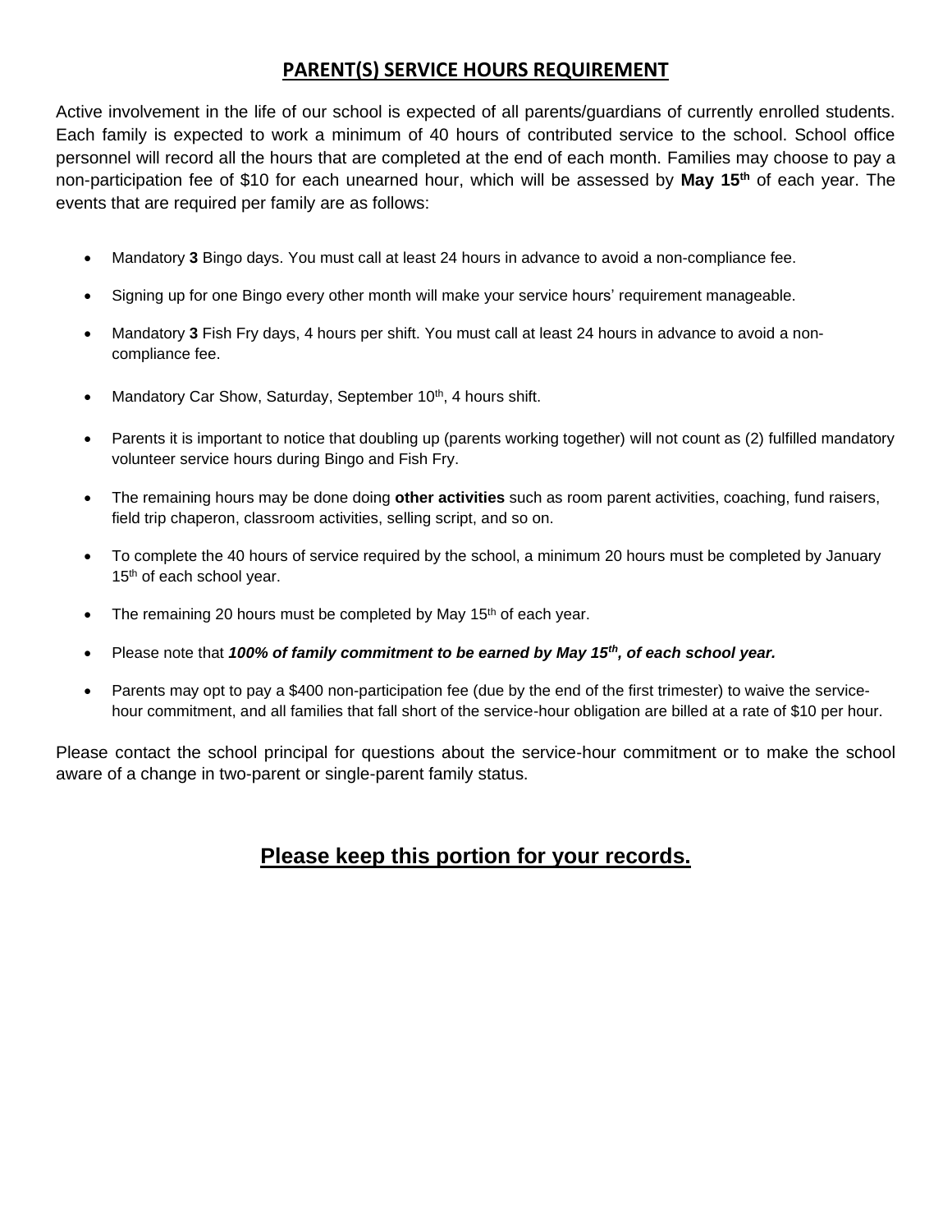## PARENT(S) SERVICE HOURS REQUIREMENT

Active involvement in the life of our school is expected of all parents/guardians of currently enrolled students. Each family is expected to work a minimum of 40 hours of contributed service to the school. School office personnel will record all the hours that are completed at the end of each month. Families may choose to pay a non-participation fee of $10 for each unearned hour, which will be assessed by **May 15th** of each year. The events that are required per family are as follows:

- Mandatory **3** Bingo days. You must call at least 24 hours in advance to avoid a non-compliance fee.
- Signing up for one Bingo every other month will make your service hours' requirement manageable.
- Mandatory **3** Fish Fry days, 4 hours per shift. You must call at least 24 hours in advance to avoid a non-compliance fee.
- Mandatory Car Show, Saturday, September 10th, 4 hours shift.
- Parents it is important to notice that doubling up (parents working together) will not count as (2) fulfilled mandatory volunteer service hours during Bingo and Fish Fry.
- The remaining hours may be done doing **other activities** such as room parent activities, coaching, fund raisers, field trip chaperon, classroom activities, selling script, and so on.
- To complete the 40 hours of service required by the school, a minimum 20 hours must be completed by January 15th of each school year.
- The remaining 20 hours must be completed by May 15th of each year.
- Please note that ***100% of family commitment to be earned by May 15th, of each school year.***
- Parents may opt to pay a $400 non-participation fee (due by the end of the first trimester) to waive the service-hour commitment, and all families that fall short of the service-hour obligation are billed at a rate of $10 per hour.

Please contact the school principal for questions about the service-hour commitment or to make the school aware of a change in two-parent or single-parent family status.

## Please keep this portion for your records.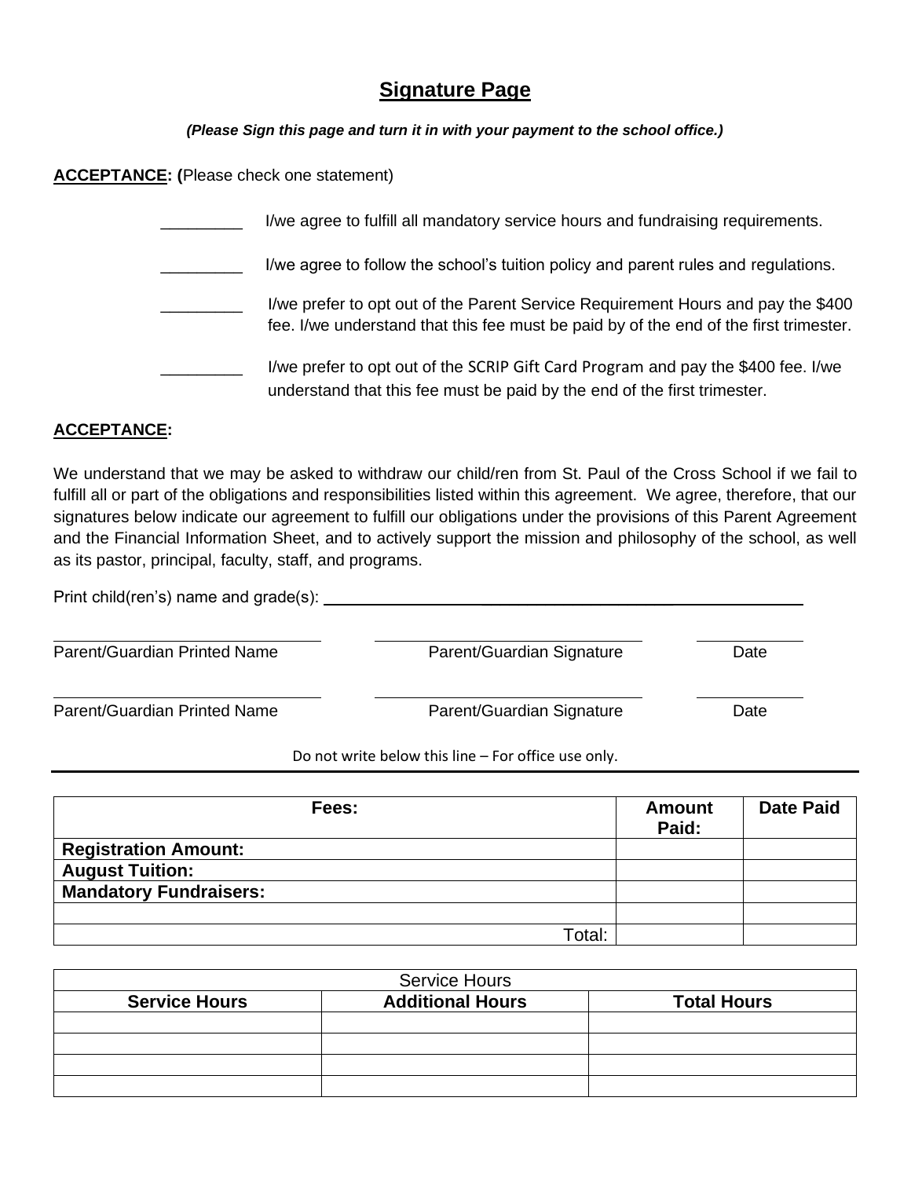# Signature Page

***(Please Sign this page and turn it in with your payment to the school office.)***

**ACCEPTANCE: (**Please check one statement)

_________ I/we agree to fulfill all mandatory service hours and fundraising requirements.

_________ I/we agree to follow the school's tuition policy and parent rules and regulations.

_________ I/we prefer to opt out of the Parent Service Requirement Hours and pay the $400 fee. I/we understand that this fee must be paid by of the end of the first trimester.

_________ I/we prefer to opt out of the SCRIP Gift Card Program and pay the $400 fee. I/we understand that this fee must be paid by the end of the first trimester.

**ACCEPTANCE:**

We understand that we may be asked to withdraw our child/ren from St. Paul of the Cross School if we fail to fulfill all or part of the obligations and responsibilities listed within this agreement. We agree, therefore, that our signatures below indicate our agreement to fulfill our obligations under the provisions of this Parent Agreement and the Financial Information Sheet, and to actively support the mission and philosophy of the school, as well as its pastor, principal, faculty, staff, and programs.

Print child(ren's) name and grade(s): ______________________________

______________________ ______________________ __________

Parent/Guardian Printed Name Parent/Guardian Signature Date

______________________ ______________________ __________

Parent/Guardian Printed Name Parent/Guardian Signature Date

Do not write below this line – For office use only.

| Fees: | Amount Paid: | Date Paid |
|---|---|---|
| **Registration Amount:** | | |
| **August Tuition:** | | |
| **Mandatory Fundraisers:** | | |
| | | |
| Total: | | |

| Service Hours | | |
|---|---|---|
| **Service Hours** | **Additional Hours** | **Total Hours** |
| | | |
| | | |
| | | |
| | | |